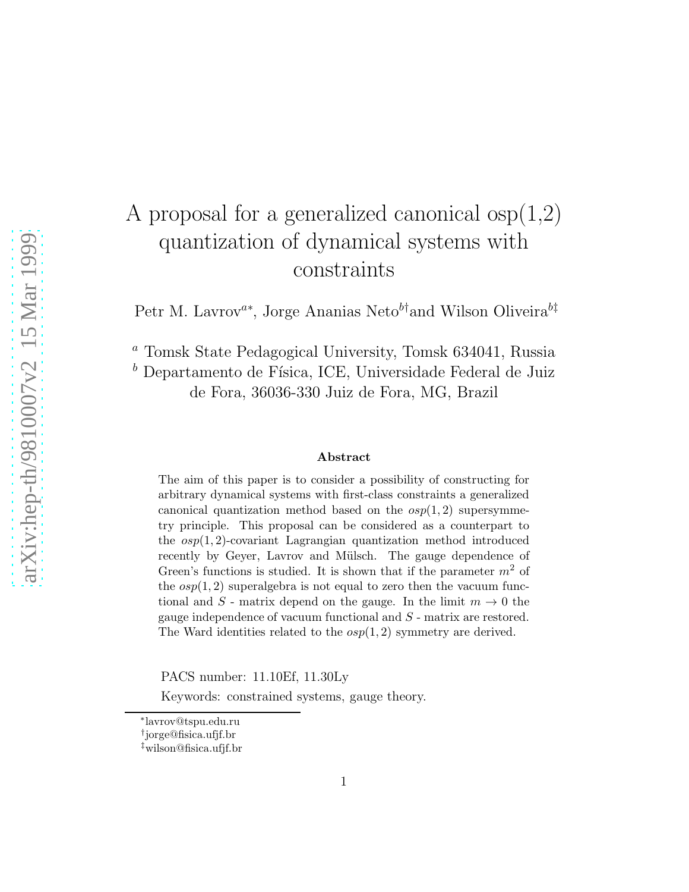# A proposal for a generalized canonical osp(1,2) quantization of dynamical systems with constraints

Petr M. Lavrov[a*], Jorge Ananias Neto[b†] and Wilson Oliveira[b‡]

[a] Tomsk State Pedagogical University, Tomsk 634041, Russia

[b] Departamento de Física, ICE, Universidade Federal de Juiz de Fora, 36036-330 Juiz de Fora, MG, Brazil

### Abstract

The aim of this paper is to consider a possibility of constructing for arbitrary dynamical systems with first-class constraints a generalized canonical quantization method based on the $osp(1,2)$ supersymmetry principle. This proposal can be considered as a counterpart to the $osp(1,2)$-covariant Lagrangian quantization method introduced recently by Geyer, Lavrov and Mülsch. The gauge dependence of Green's functions is studied. It is shown that if the parameter $m^2$ of the $osp(1,2)$ superalgebra is not equal to zero then the vacuum functional and $S$ - matrix depend on the gauge. In the limit $m \to 0$ the gauge independence of vacuum functional and $S$ - matrix are restored. The Ward identities related to the $osp(1,2)$ symmetry are derived.

PACS number: 11.10Ef, 11.30Ly

Keywords: constrained systems, gauge theory.

[*] lavrov@tspu.edu.ru

[†] jorge@fisica.ufjf.br

[‡] wilson@fisica.ufjf.br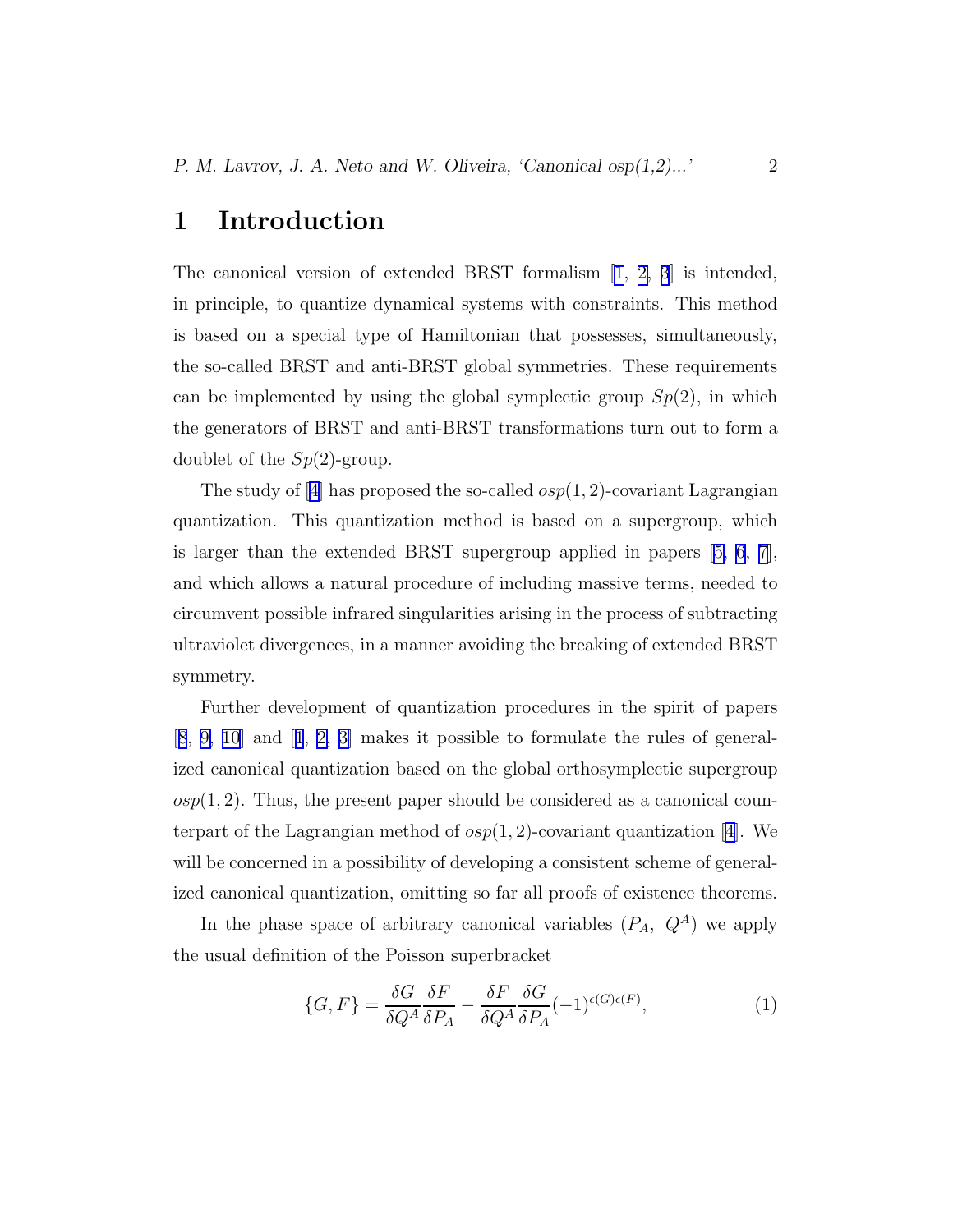# 1 Introduction

The canonical version of extended BRST formalism [1, 2, 3] is intended, in principle, to quantize dynamical systems with constraints. This method is based on a special type of Hamiltonian that possesses, simultaneously, the so-called BRST and anti-BRST global symmetries. These requirements can be implemented by using the global symplectic group $Sp(2)$, in which the generators of BRST and anti-BRST transformations turn out to form a doublet of the $Sp(2)$-group.

The study of [4] has proposed the so-called $osp(1, 2)$-covariant Lagrangian quantization. This quantization method is based on a supergroup, which is larger than the extended BRST supergroup applied in papers [5, 6, 7], and which allows a natural procedure of including massive terms, needed to circumvent possible infrared singularities arising in the process of subtracting ultraviolet divergences, in a manner avoiding the breaking of extended BRST symmetry.

Further development of quantization procedures in the spirit of papers [8, 9, 10] and [1, 2, 3] makes it possible to formulate the rules of generalized canonical quantization based on the global orthosymplectic supergroup $osp(1, 2)$. Thus, the present paper should be considered as a canonical counterpart of the Lagrangian method of $osp(1, 2)$-covariant quantization [4]. We will be concerned in a possibility of developing a consistent scheme of generalized canonical quantization, omitting so far all proofs of existence theorems.

In the phase space of arbitrary canonical variables $(P_A,\ Q^A)$ we apply the usual definition of the Poisson superbracket

$$\{G, F\} = \frac{\delta G}{\delta Q^A}\frac{\delta F}{\delta P_A} - \frac{\delta F}{\delta Q^A}\frac{\delta G}{\delta P_A}(-1)^{\epsilon(G)\epsilon(F)}, \tag{1}$$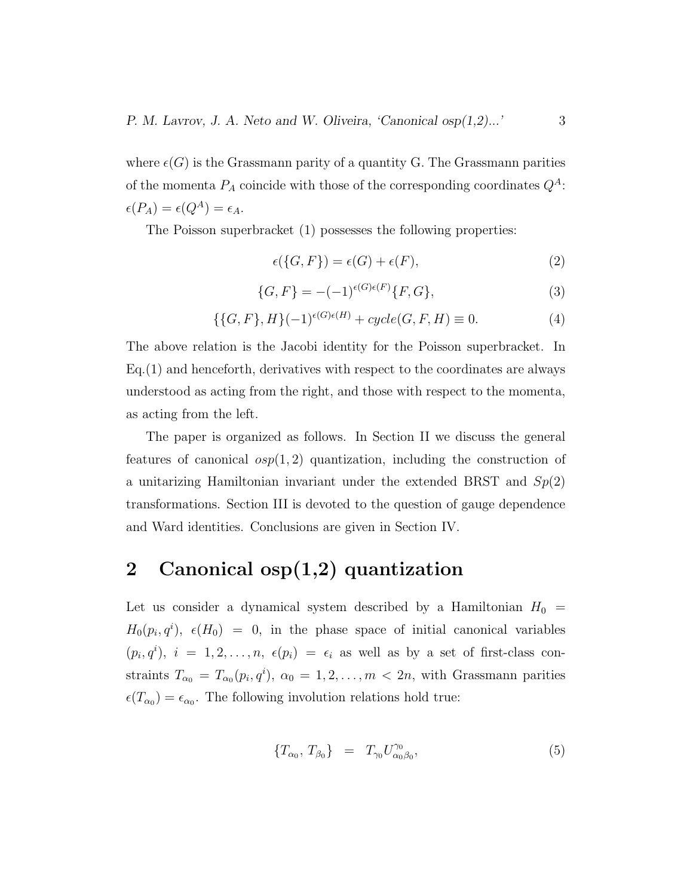where $\epsilon(G)$ is the Grassmann parity of a quantity G. The Grassmann parities of the momenta $P_A$ coincide with those of the corresponding coordinates $Q^A$: $\epsilon(P_A) = \epsilon(Q^A) = \epsilon_A$.

The Poisson superbracket (1) possesses the following properties:

$$\epsilon(\{G, F\}) = \epsilon(G) + \epsilon(F), \tag{2}$$

$$\{G, F\} = -(-1)^{\epsilon(G)\epsilon(F)}\{F, G\}, \tag{3}$$

$$\{\{G, F\}, H\}(-1)^{\epsilon(G)\epsilon(H)} + cycle(G, F, H) \equiv 0. \tag{4}$$

The above relation is the Jacobi identity for the Poisson superbracket. In Eq.(1) and henceforth, derivatives with respect to the coordinates are always understood as acting from the right, and those with respect to the momenta, as acting from the left.

The paper is organized as follows. In Section II we discuss the general features of canonical $osp(1,2)$ quantization, including the construction of a unitarizing Hamiltonian invariant under the extended BRST and $Sp(2)$ transformations. Section III is devoted to the question of gauge dependence and Ward identities. Conclusions are given in Section IV.

## 2 Canonical osp(1,2) quantization

Let us consider a dynamical system described by a Hamiltonian $H_0 = H_0(p_i, q^i)$, $\epsilon(H_0) = 0$, in the phase space of initial canonical variables $(p_i, q^i)$, $i = 1, 2, \ldots, n$, $\epsilon(p_i) = \epsilon_i$ as well as by a set of first-class constraints $T_{\alpha_0} = T_{\alpha_0}(p_i, q^i)$, $\alpha_0 = 1, 2, \ldots, m < 2n$, with Grassmann parities $\epsilon(T_{\alpha_0}) = \epsilon_{\alpha_0}$. The following involution relations hold true:

$$\{T_{\alpha_0}, T_{\beta_0}\} \;\; = \;\; T_{\gamma_0} U^{\gamma_0}_{\alpha_0\beta_0}, \tag{5}$$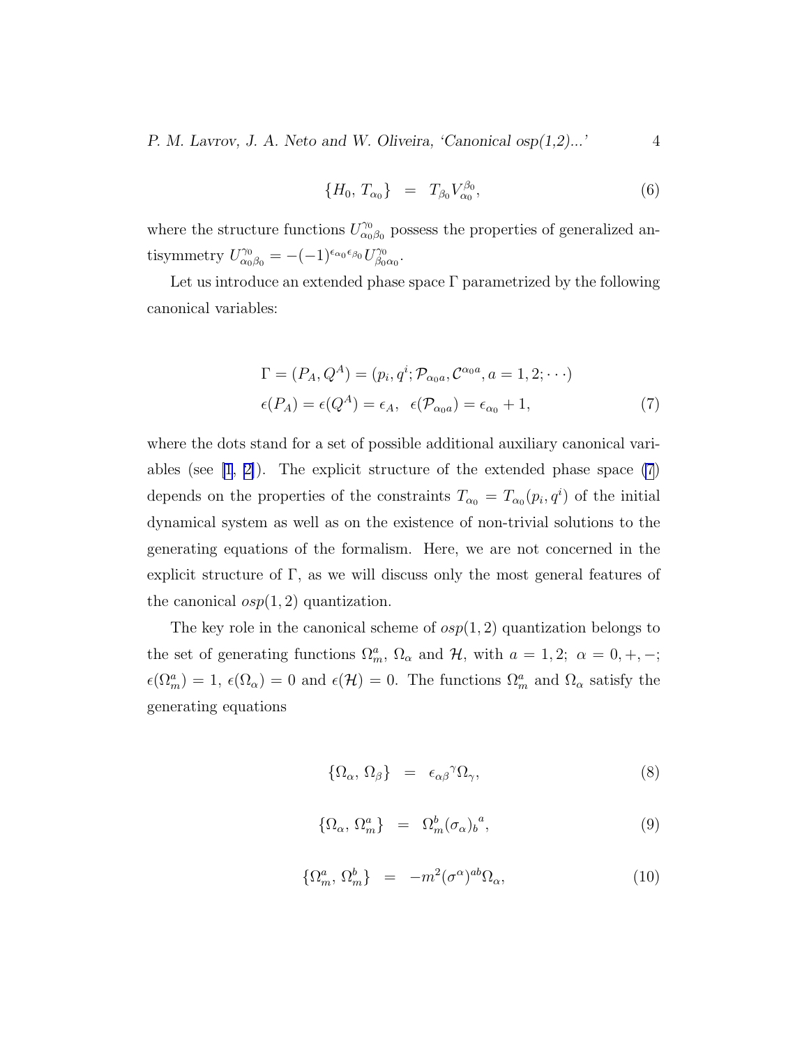$$\{H_0,\, T_{\alpha_0}\} \;\; = \;\; T_{\beta_0} V^{\beta_0}_{\alpha_0}, \tag{6}$$

where the structure functions $U^{\gamma_0}_{\alpha_0\beta_0}$ possess the properties of generalized antisymmetry $U^{\gamma_0}_{\alpha_0\beta_0} = -(-1)^{\epsilon_{\alpha_0}\epsilon_{\beta_0}} U^{\gamma_0}_{\beta_0\alpha_0}$.

Let us introduce an extended phase space $\Gamma$ parametrized by the following canonical variables:

$$\begin{aligned}
&\Gamma = (P_A, Q^A) = (p_i, q^i; \mathcal{P}_{\alpha_0 a}, \mathcal{C}^{\alpha_0 a}, a = 1, 2; \cdots) \\
&\epsilon(P_A) = \epsilon(Q^A) = \epsilon_A, \;\; \epsilon(\mathcal{P}_{\alpha_0 a}) = \epsilon_{\alpha_0} + 1,
\end{aligned} \tag{7}$$

where the dots stand for a set of possible additional auxiliary canonical variables (see [1, 2]). The explicit structure of the extended phase space (7) depends on the properties of the constraints $T_{\alpha_0} = T_{\alpha_0}(p_i, q^i)$ of the initial dynamical system as well as on the existence of non-trivial solutions to the generating equations of the formalism. Here, we are not concerned in the explicit structure of $\Gamma$, as we will discuss only the most general features of the canonical $osp(1,2)$ quantization.

The key role in the canonical scheme of $osp(1,2)$ quantization belongs to the set of generating functions $\Omega^a_m$, $\Omega_\alpha$ and $\mathcal{H}$, with $a = 1, 2;\; \alpha = 0, +, -$; $\epsilon(\Omega^a_m) = 1$, $\epsilon(\Omega_\alpha) = 0$ and $\epsilon(\mathcal{H}) = 0$. The functions $\Omega^a_m$ and $\Omega_\alpha$ satisfy the generating equations

$$\{\Omega_\alpha,\, \Omega_\beta\} \;\; = \;\; \epsilon_{\alpha\beta}{}^{\gamma}\Omega_\gamma, \tag{8}$$

$$\{\Omega_\alpha,\, \Omega^a_m\} \;\; = \;\; \Omega^b_m (\sigma_\alpha)_b{}^a, \tag{9}$$

$$\{\Omega^a_m,\, \Omega^b_m\} \;\; = \;\; -m^2(\sigma^\alpha)^{ab}\Omega_\alpha, \tag{10}$$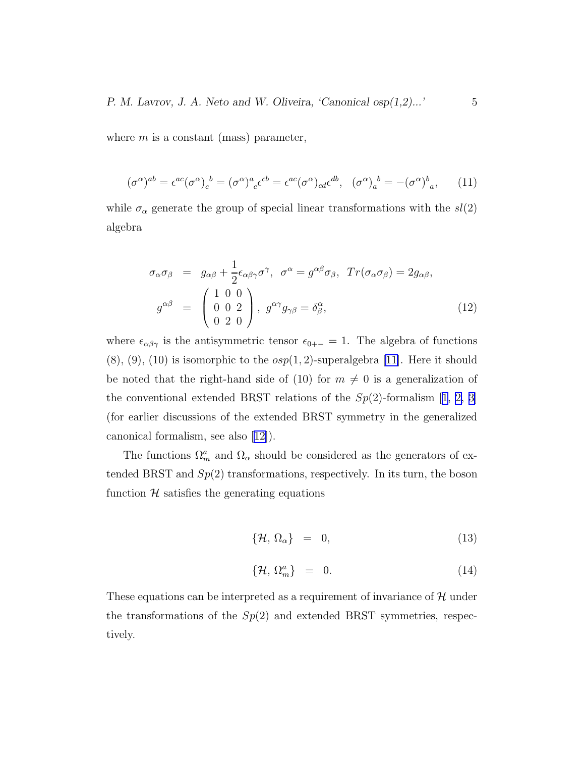where $m$ is a constant (mass) parameter,

$$(\sigma^\alpha)^{ab} = \epsilon^{ac}(\sigma^\alpha)_c{}^b = (\sigma^\alpha)^a{}_c\epsilon^{cb} = \epsilon^{ac}(\sigma^\alpha)_{cd}\epsilon^{db}, \quad (\sigma^\alpha)_a{}^b = -(\sigma^\alpha)^b{}_a, \tag{11}$$

while $\sigma_\alpha$ generate the group of special linear transformations with the $sl(2)$ algebra

$$\begin{aligned}
\sigma_\alpha\sigma_\beta &= g_{\alpha\beta} + \frac{1}{2}\epsilon_{\alpha\beta\gamma}\sigma^\gamma, \;\; \sigma^\alpha = g^{\alpha\beta}\sigma_\beta, \;\; Tr(\sigma_\alpha\sigma_\beta) = 2g_{\alpha\beta}, \\
g^{\alpha\beta} &= \begin{pmatrix} 1 & 0 & 0 \\ 0 & 0 & 2 \\ 0 & 2 & 0 \end{pmatrix}, \;\; g^{\alpha\gamma}g_{\gamma\beta} = \delta^\alpha_\beta,
\end{aligned} \tag{12}$$

where $\epsilon_{\alpha\beta\gamma}$ is the antisymmetric tensor $\epsilon_{0+-} = 1$. The algebra of functions (8), (9), (10) is isomorphic to the $osp(1,2)$-superalgebra [11]. Here it should be noted that the right-hand side of (10) for $m \neq 0$ is a generalization of the conventional extended BRST relations of the $Sp(2)$-formalism [1, 2, 3] (for earlier discussions of the extended BRST symmetry in the generalized canonical formalism, see also [12]).

The functions $\Omega^a_m$ and $\Omega_\alpha$ should be considered as the generators of extended BRST and $Sp(2)$ transformations, respectively. In its turn, the boson function $\mathcal{H}$ satisfies the generating equations

$$\{\mathcal{H},\, \Omega_\alpha\} \;=\; 0, \tag{13}$$

$$\{\mathcal{H},\, \Omega^a_m\} \;=\; 0. \tag{14}$$

These equations can be interpreted as a requirement of invariance of $\mathcal{H}$ under the transformations of the $Sp(2)$ and extended BRST symmetries, respectively.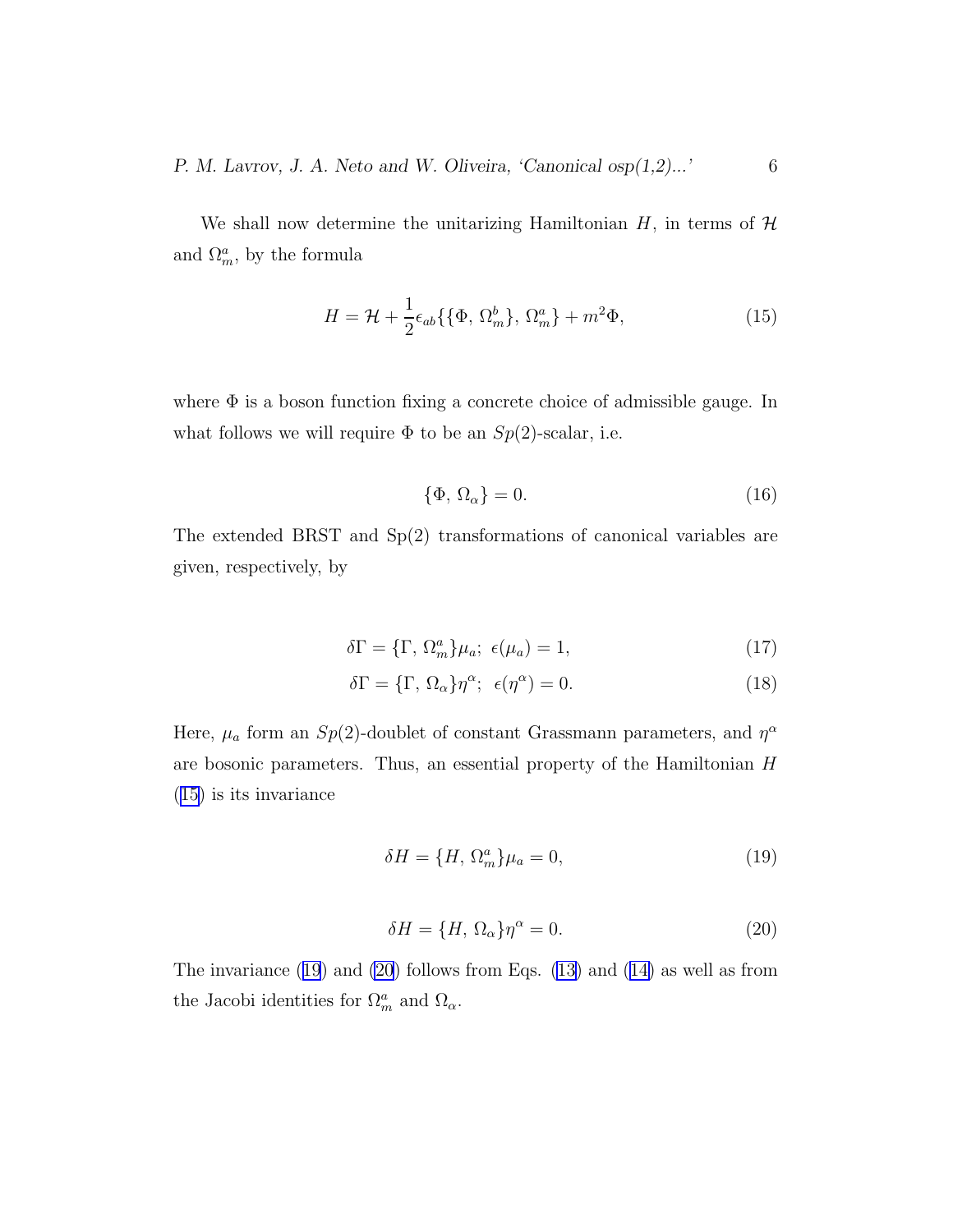We shall now determine the unitarizing Hamiltonian $H$, in terms of $\mathcal{H}$ and $\Omega^a_m$, by the formula

$$H = \mathcal{H} + \frac{1}{2}\epsilon_{ab}\{\{\Phi,\, \Omega^b_m\},\, \Omega^a_m\} + m^2\Phi, \tag{15}$$

where $\Phi$ is a boson function fixing a concrete choice of admissible gauge. In what follows we will require $\Phi$ to be an $Sp(2)$-scalar, i.e.

$$\{\Phi,\, \Omega_\alpha\} = 0. \tag{16}$$

The extended BRST and Sp(2) transformations of canonical variables are given, respectively, by

$$\delta\Gamma = \{\Gamma,\, \Omega^a_m\}\mu_a;\;\; \epsilon(\mu_a) = 1, \tag{17}$$

$$\delta\Gamma = \{\Gamma,\, \Omega_\alpha\}\eta^\alpha;\;\; \epsilon(\eta^\alpha) = 0. \tag{18}$$

Here, $\mu_a$ form an $Sp(2)$-doublet of constant Grassmann parameters, and $\eta^\alpha$ are bosonic parameters. Thus, an essential property of the Hamiltonian $H$ (15) is its invariance

$$\delta H = \{H,\, \Omega^a_m\}\mu_a = 0, \tag{19}$$

$$\delta H = \{H,\, \Omega_\alpha\}\eta^\alpha = 0. \tag{20}$$

The invariance (19) and (20) follows from Eqs. (13) and (14) as well as from the Jacobi identities for $\Omega^a_m$ and $\Omega_\alpha$.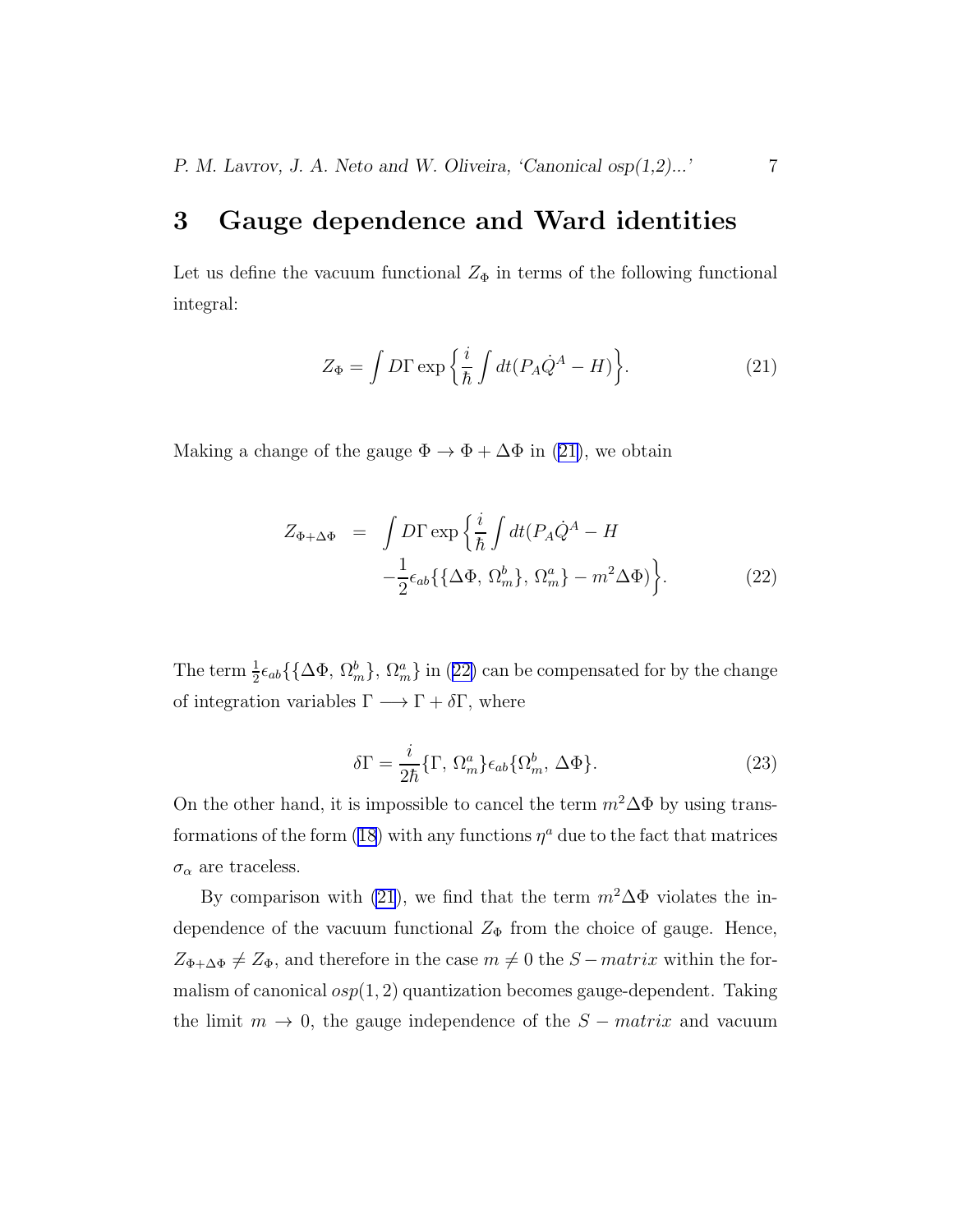## 3 Gauge dependence and Ward identities

Let us define the vacuum functional $Z_\Phi$ in terms of the following functional integral:

$$Z_\Phi = \int D\Gamma \exp\Big\{\frac{i}{\hbar}\int dt(P_A\dot{Q}^A - H)\Big\}. \tag{21}$$

Making a change of the gauge $\Phi \to \Phi + \Delta\Phi$ in (21), we obtain

$$\begin{aligned} Z_{\Phi+\Delta\Phi} \;=\; & \int D\Gamma \exp\Big\{\frac{i}{\hbar}\int dt(P_A\dot{Q}^A - H \\ & -\frac{1}{2}\epsilon_{ab}\{\{\Delta\Phi,\, \Omega^b_m\},\, \Omega^a_m\} - m^2\Delta\Phi)\Big\}. \end{aligned} \tag{22}$$

The term $\frac{1}{2}\epsilon_{ab}\{\{\Delta\Phi,\, \Omega^b_m\},\, \Omega^a_m\}$ in (22) can be compensated for by the change of integration variables $\Gamma \longrightarrow \Gamma + \delta\Gamma$, where

$$\delta\Gamma = \frac{i}{2\hbar}\{\Gamma,\, \Omega^a_m\}\epsilon_{ab}\{\Omega^b_m,\, \Delta\Phi\}. \tag{23}$$

On the other hand, it is impossible to cancel the term $m^2\Delta\Phi$ by using transformations of the form (18) with any functions $\eta^a$ due to the fact that matrices $\sigma_\alpha$ are traceless.

By comparison with (21), we find that the term $m^2\Delta\Phi$ violates the independence of the vacuum functional $Z_\Phi$ from the choice of gauge. Hence, $Z_{\Phi+\Delta\Phi} \neq Z_\Phi$, and therefore in the case $m \neq 0$ the $S-matrix$ within the formalism of canonical $osp(1,2)$ quantization becomes gauge-dependent. Taking the limit $m \to 0$, the gauge independence of the $S-matrix$ and vacuum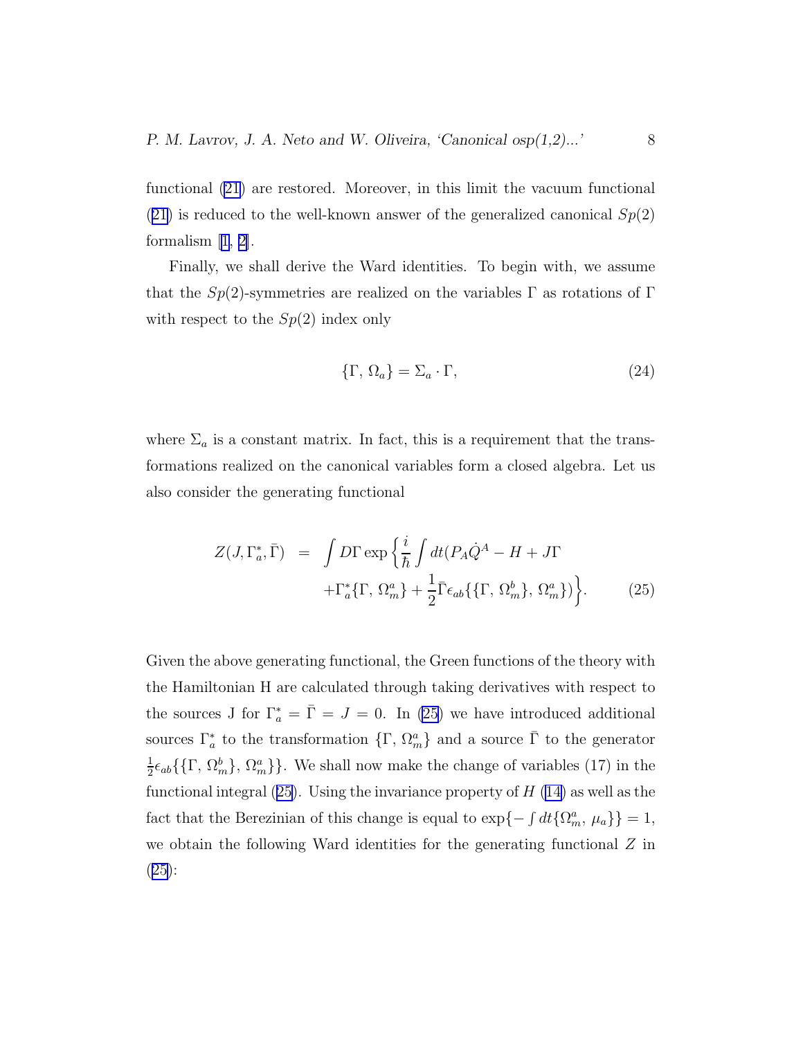functional (21) are restored. Moreover, in this limit the vacuum functional (21) is reduced to the well-known answer of the generalized canonical $Sp(2)$ formalism [1, 2].

Finally, we shall derive the Ward identities. To begin with, we assume that the $Sp(2)$-symmetries are realized on the variables $\Gamma$ as rotations of $\Gamma$ with respect to the $Sp(2)$ index only

$$\{\Gamma,\, \Omega_a\} = \Sigma_a \cdot \Gamma, \tag{24}$$

where $\Sigma_a$ is a constant matrix. In fact, this is a requirement that the transformations realized on the canonical variables form a closed algebra. Let us also consider the generating functional

$$\begin{aligned} Z(J, \Gamma^*_a, \bar{\Gamma}) \;&=\; \int D\Gamma \exp\Big\{\frac{i}{\hbar}\int dt (P_A \dot{Q}^A - H + J\Gamma \\ &\quad + \Gamma^*_a \{\Gamma,\, \Omega^a_m\} + \frac{1}{2}\bar{\Gamma}\epsilon_{ab}\{\{\Gamma,\, \Omega^b_m\},\, \Omega^a_m\})\Big\}. \end{aligned} \tag{25}$$

Given the above generating functional, the Green functions of the theory with the Hamiltonian H are calculated through taking derivatives with respect to the sources J for $\Gamma^*_a = \bar{\Gamma} = J = 0$. In (25) we have introduced additional sources $\Gamma^*_a$ to the transformation $\{\Gamma,\, \Omega^a_m\}$ and a source $\bar{\Gamma}$ to the generator $\frac{1}{2}\epsilon_{ab}\{\{\Gamma,\, \Omega^b_m\},\, \Omega^a_m\}\}$. We shall now make the change of variables (17) in the functional integral (25). Using the invariance property of $H$ (14) as well as the fact that the Berezinian of this change is equal to $\exp\{-\int dt \{\Omega^a_m,\, \mu_a\}\} = 1$, we obtain the following Ward identities for the generating functional $Z$ in (25):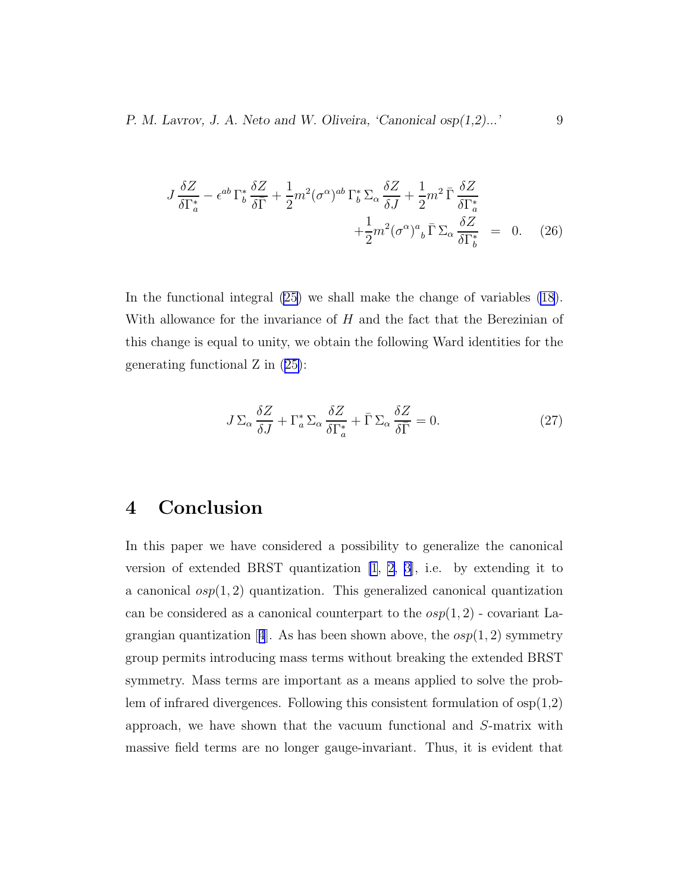$$
J \frac{\delta Z}{\delta \Gamma_a^*} - \epsilon^{ab} \Gamma_b^* \frac{\delta Z}{\delta \bar{\Gamma}} + \frac{1}{2} m^2 (\sigma^\alpha)^{ab} \Gamma_b^* \Sigma_\alpha \frac{\delta Z}{\delta J} + \frac{1}{2} m^2 \bar{\Gamma} \frac{\delta Z}{\delta \Gamma_a^*} + \frac{1}{2} m^2 (\sigma^\alpha)^a{}_b \bar{\Gamma} \Sigma_\alpha \frac{\delta Z}{\delta \Gamma_b^*} = 0. \tag{26}
$$

In the functional integral (25) we shall make the change of variables (18). With allowance for the invariance of $H$ and the fact that the Berezinian of this change is equal to unity, we obtain the following Ward identities for the generating functional Z in (25):

$$
J \Sigma_\alpha \frac{\delta Z}{\delta J} + \Gamma_a^* \Sigma_\alpha \frac{\delta Z}{\delta \Gamma_a^*} + \bar{\Gamma} \Sigma_\alpha \frac{\delta Z}{\delta \bar{\Gamma}} = 0. \tag{27}
$$

## 4 Conclusion

In this paper we have considered a possibility to generalize the canonical version of extended BRST quantization [1, 2, 3], i.e. by extending it to a canonical $osp(1,2)$ quantization. This generalized canonical quantization can be considered as a canonical counterpart to the $osp(1,2)$ - covariant Lagrangian quantization [4]. As has been shown above, the $osp(1,2)$ symmetry group permits introducing mass terms without breaking the extended BRST symmetry. Mass terms are important as a means applied to solve the problem of infrared divergences. Following this consistent formulation of osp(1,2) approach, we have shown that the vacuum functional and $S$-matrix with massive field terms are no longer gauge-invariant. Thus, it is evident that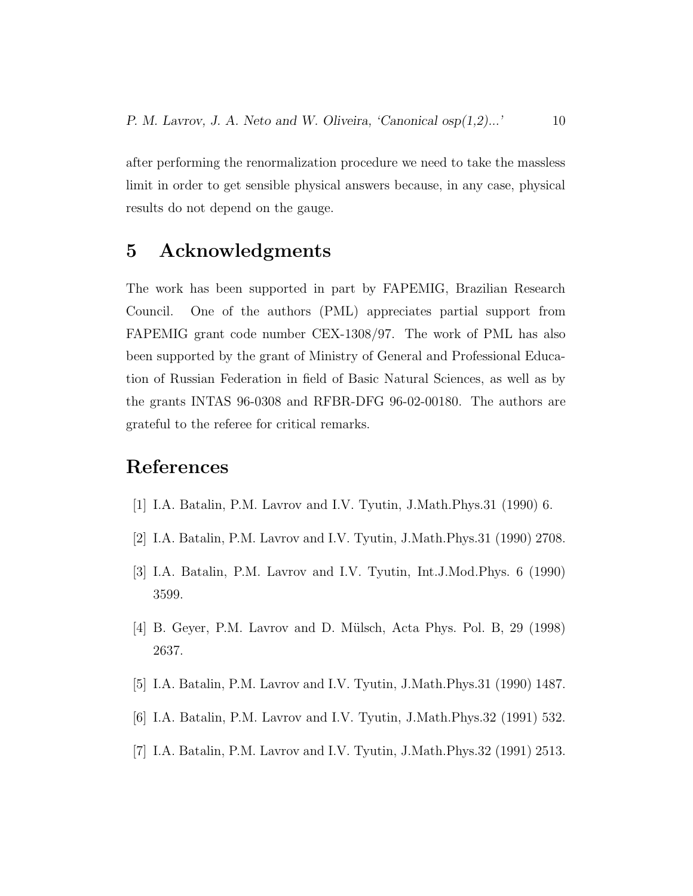after performing the renormalization procedure we need to take the massless limit in order to get sensible physical answers because, in any case, physical results do not depend on the gauge.

## 5 Acknowledgments

The work has been supported in part by FAPEMIG, Brazilian Research Council. One of the authors (PML) appreciates partial support from FAPEMIG grant code number CEX-1308/97. The work of PML has also been supported by the grant of Ministry of General and Professional Education of Russian Federation in field of Basic Natural Sciences, as well as by the grants INTAS 96-0308 and RFBR-DFG 96-02-00180. The authors are grateful to the referee for critical remarks.

## References

[1] I.A. Batalin, P.M. Lavrov and I.V. Tyutin, J.Math.Phys.31 (1990) 6.

[2] I.A. Batalin, P.M. Lavrov and I.V. Tyutin, J.Math.Phys.31 (1990) 2708.

[3] I.A. Batalin, P.M. Lavrov and I.V. Tyutin, Int.J.Mod.Phys. 6 (1990) 3599.

[4] B. Geyer, P.M. Lavrov and D. Mülsch, Acta Phys. Pol. B, 29 (1998) 2637.

[5] I.A. Batalin, P.M. Lavrov and I.V. Tyutin, J.Math.Phys.31 (1990) 1487.

[6] I.A. Batalin, P.M. Lavrov and I.V. Tyutin, J.Math.Phys.32 (1991) 532.

[7] I.A. Batalin, P.M. Lavrov and I.V. Tyutin, J.Math.Phys.32 (1991) 2513.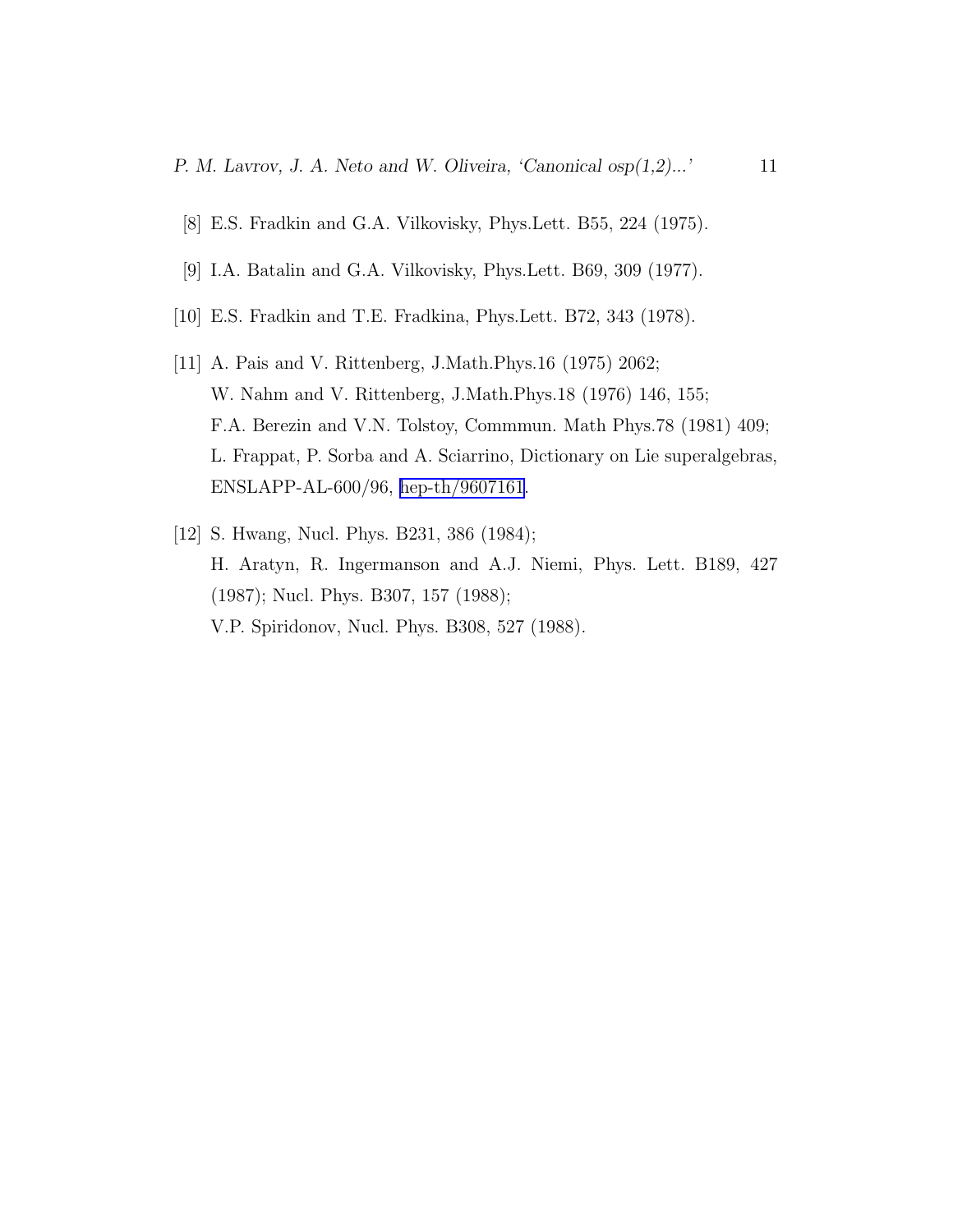[8] E.S. Fradkin and G.A. Vilkovisky, Phys.Lett. B55, 224 (1975).

[9] I.A. Batalin and G.A. Vilkovisky, Phys.Lett. B69, 309 (1977).

[10] E.S. Fradkin and T.E. Fradkina, Phys.Lett. B72, 343 (1978).

[11] A. Pais and V. Rittenberg, J.Math.Phys.16 (1975) 2062;
W. Nahm and V. Rittenberg, J.Math.Phys.18 (1976) 146, 155;
F.A. Berezin and V.N. Tolstoy, Commmun. Math Phys.78 (1981) 409;
L. Frappat, P. Sorba and A. Sciarrino, Dictionary on Lie superalgebras, ENSLAPP-AL-600/96, hep-th/9607161.

[12] S. Hwang, Nucl. Phys. B231, 386 (1984);
H. Aratyn, R. Ingermanson and A.J. Niemi, Phys. Lett. B189, 427 (1987); Nucl. Phys. B307, 157 (1988);
V.P. Spiridonov, Nucl. Phys. B308, 527 (1988).